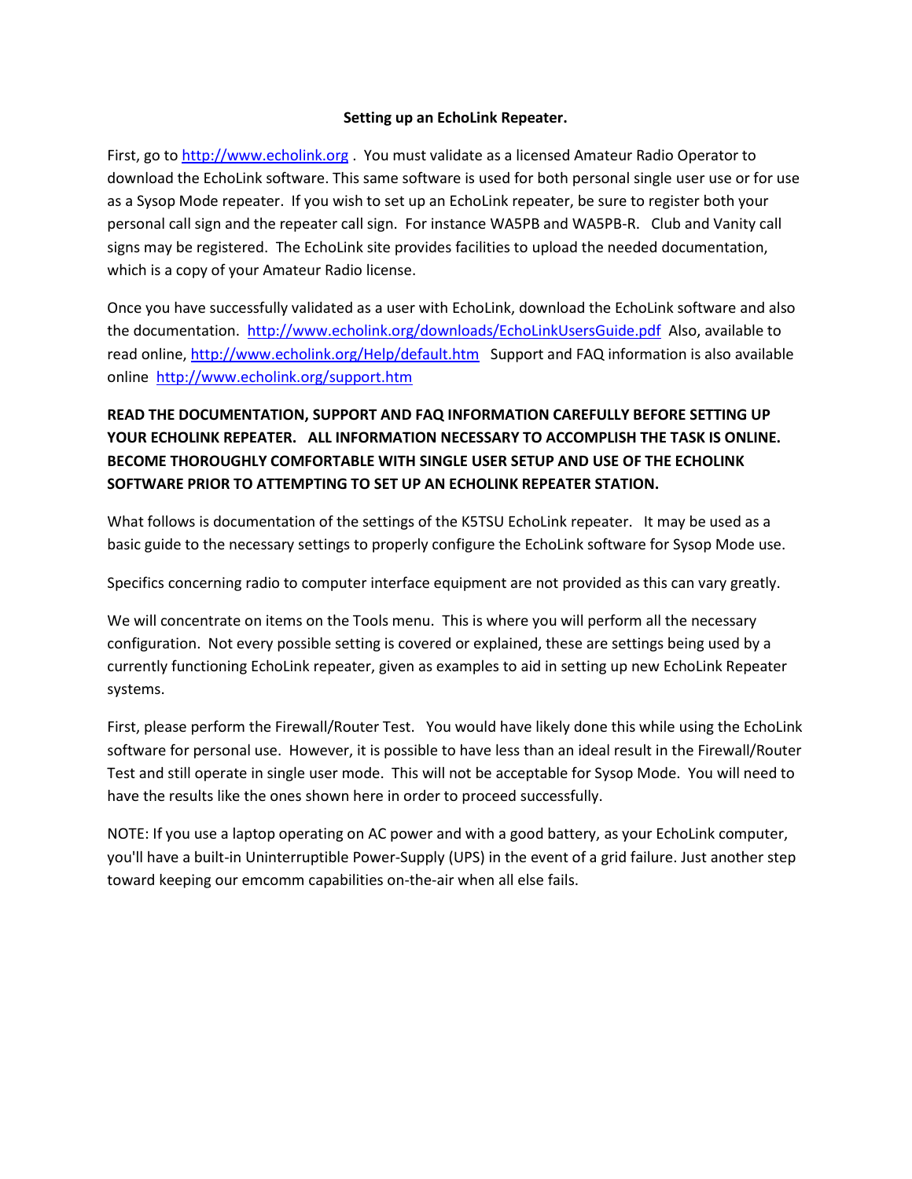# Setting up an EchoLink Repeater.

First, go to http://www.echolink.org . You must validate as a licensed Amateur Radio Operator to download the EchoLink software. This same software is used for both personal single user use or for use as a Sysop Mode repeater. If you wish to set up an EchoLink repeater, be sure to register both your personal call sign and the repeater call sign. For instance WA5PB and WA5PB-R. Club and Vanity call signs may be registered. The EchoLink site provides facilities to upload the needed documentation, which is a copy of your Amateur Radio license.

Once you have successfully validated as a user with EchoLink, download the EchoLink software and also the documentation. http://www.echolink.org/downloads/EchoLinkUsersGuide.pdf Also, available to read online, http://www.echolink.org/Help/default.htm Support and FAQ information is also available online http://www.echolink.org/support.htm

**READ THE DOCUMENTATION, SUPPORT AND FAQ INFORMATION CAREFULLY BEFORE SETTING UP YOUR ECHOLINK REPEATER. ALL INFORMATION NECESSARY TO ACCOMPLISH THE TASK IS ONLINE. BECOME THOROUGHLY COMFORTABLE WITH SINGLE USER SETUP AND USE OF THE ECHOLINK SOFTWARE PRIOR TO ATTEMPTING TO SET UP AN ECHOLINK REPEATER STATION.**

What follows is documentation of the settings of the K5TSU EchoLink repeater. It may be used as a basic guide to the necessary settings to properly configure the EchoLink software for Sysop Mode use.

Specifics concerning radio to computer interface equipment are not provided as this can vary greatly.

We will concentrate on items on the Tools menu. This is where you will perform all the necessary configuration. Not every possible setting is covered or explained, these are settings being used by a currently functioning EchoLink repeater, given as examples to aid in setting up new EchoLink Repeater systems.

First, please perform the Firewall/Router Test. You would have likely done this while using the EchoLink software for personal use. However, it is possible to have less than an ideal result in the Firewall/Router Test and still operate in single user mode. This will not be acceptable for Sysop Mode. You will need to have the results like the ones shown here in order to proceed successfully.

NOTE: If you use a laptop operating on AC power and with a good battery, as your EchoLink computer, you'll have a built-in Uninterruptible Power-Supply (UPS) in the event of a grid failure. Just another step toward keeping our emcomm capabilities on-the-air when all else fails.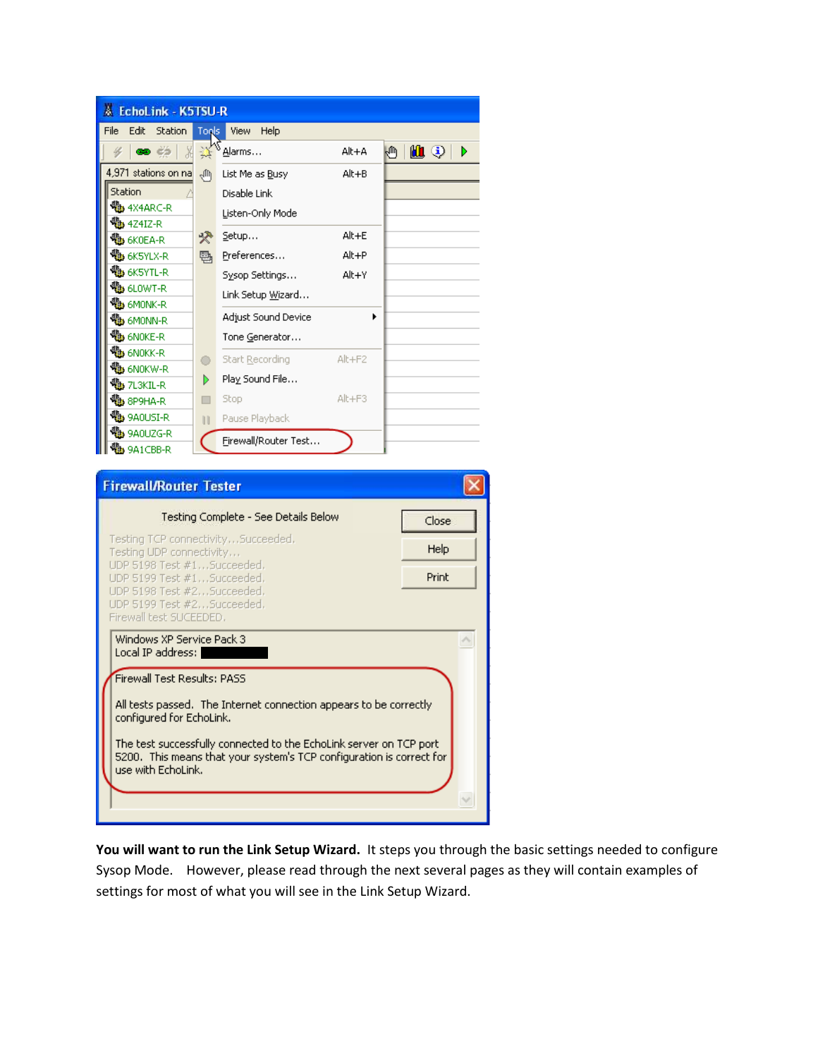**You will want to run the Link Setup Wizard.** It steps you through the basic settings needed to configure Sysop Mode. However, please read through the next several pages as they will contain examples of settings for most of what you will see in the Link Setup Wizard.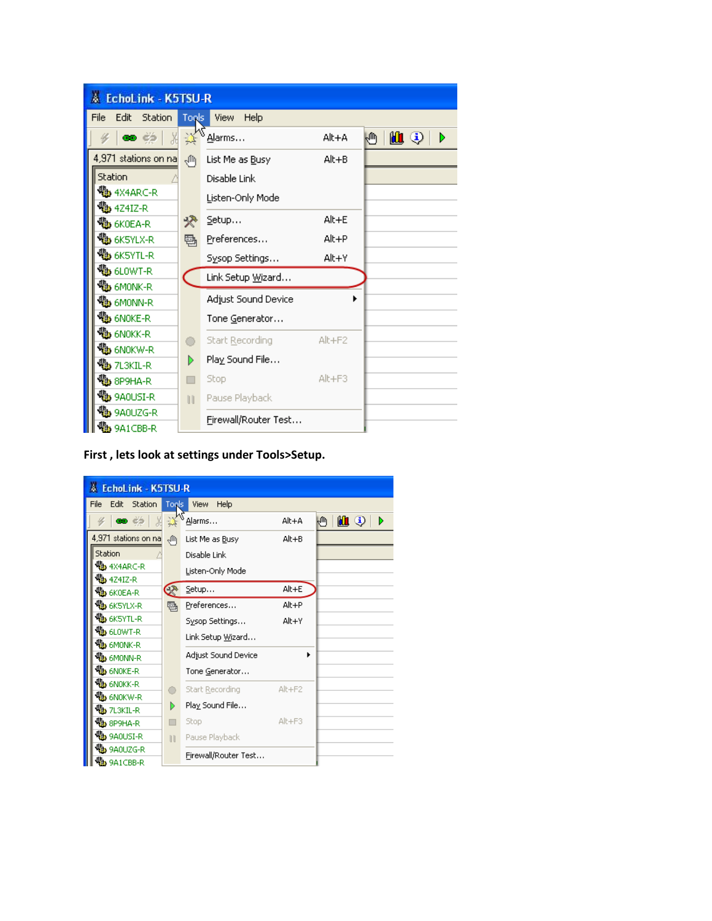**First , lets look at settings under Tools>Setup.**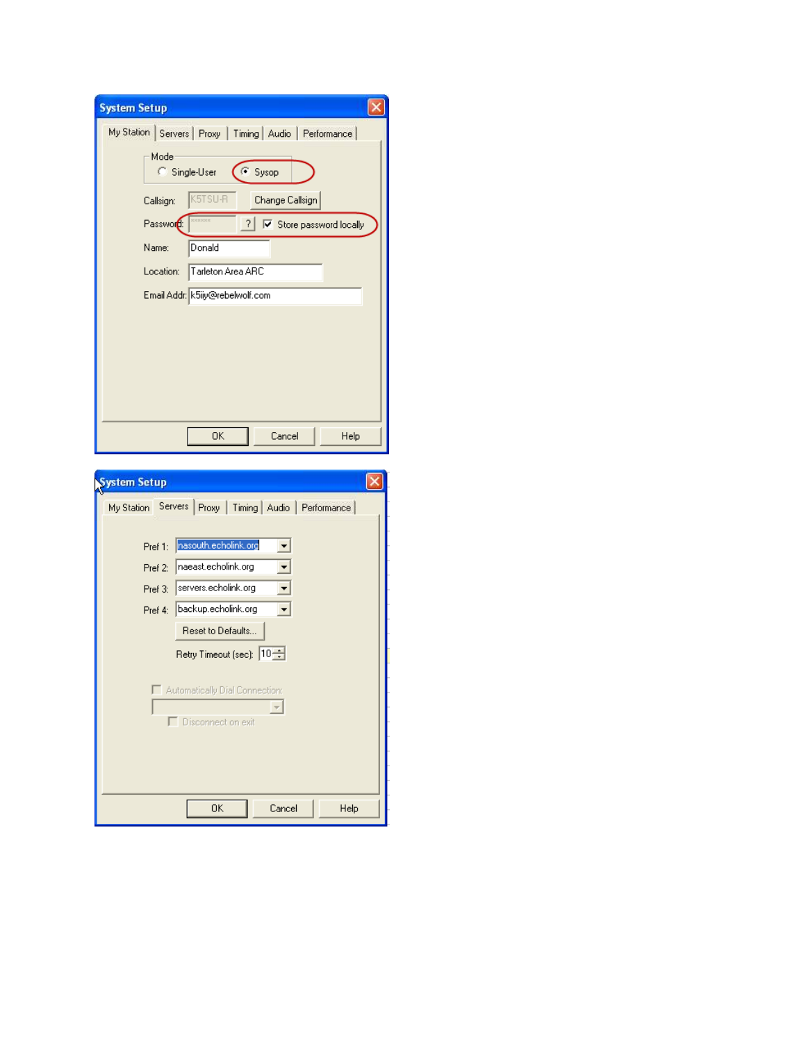**System Setup**

My Station | Servers | Proxy | Timing | Audio | Performance

Mode
- ○ Single-User
- ◉ Sysop

Callsign: K5TSU-R [Change Callsign]

Password: ****** [?] ☑ Store password locally

Name: Donald

Location: Tarleton Area ARC

Email Addr: k5iiy@rebelwolf.com

[OK] [Cancel] [Help]

**System Setup**

My Station | Servers | Proxy | Timing | Audio | Performance

Pref 1: nasouth.echolink.org

Pref 2: naeast.echolink.org

Pref 3: servers.echolink.org

Pref 4: backup.echolink.org

[Reset to Defaults...]

Retry Timeout (sec): 10

☐ Automatically Dial Connection:

☐ Disconnect on exit

[OK] [Cancel] [Help]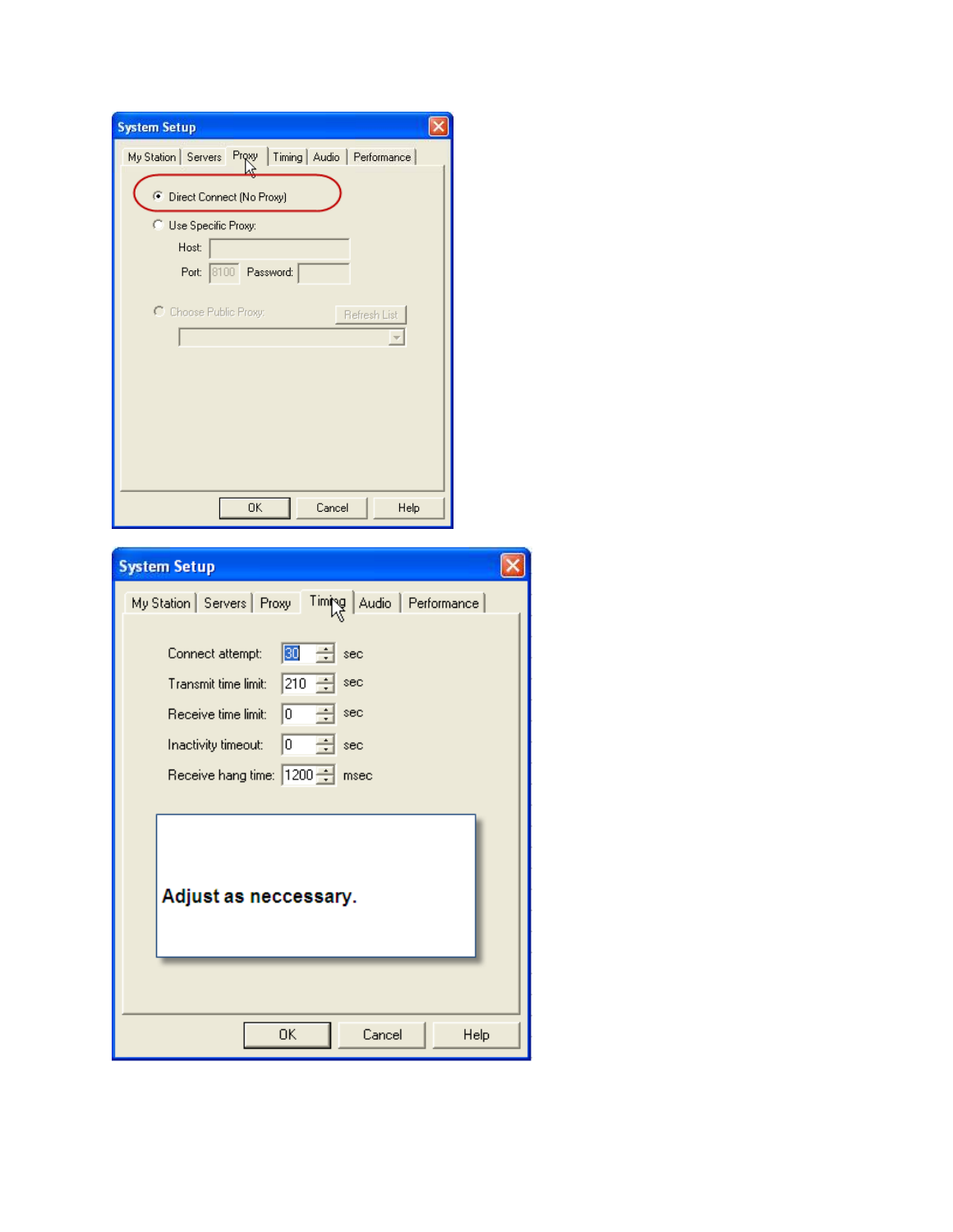System Setup

My Station | Servers | Proxy | Timing | Audio | Performance

- (•) Direct Connect (No Proxy)
- ( ) Use Specific Proxy:
  - Host:
  - Port: 8100 Password:
- ( ) Choose Public Proxy: Refresh List

OK Cancel Help

System Setup

My Station | Servers | Proxy | Timing | Audio | Performance

| Setting | Value | Unit |
|---|---|---|
| Connect attempt: | 30 | sec |
| Transmit time limit: | 210 | sec |
| Receive time limit: | 0 | sec |
| Inactivity timeout: | 0 | sec |
| Receive hang time: | 1200 | msec |

**Adjust as neccessary.**

OK Cancel Help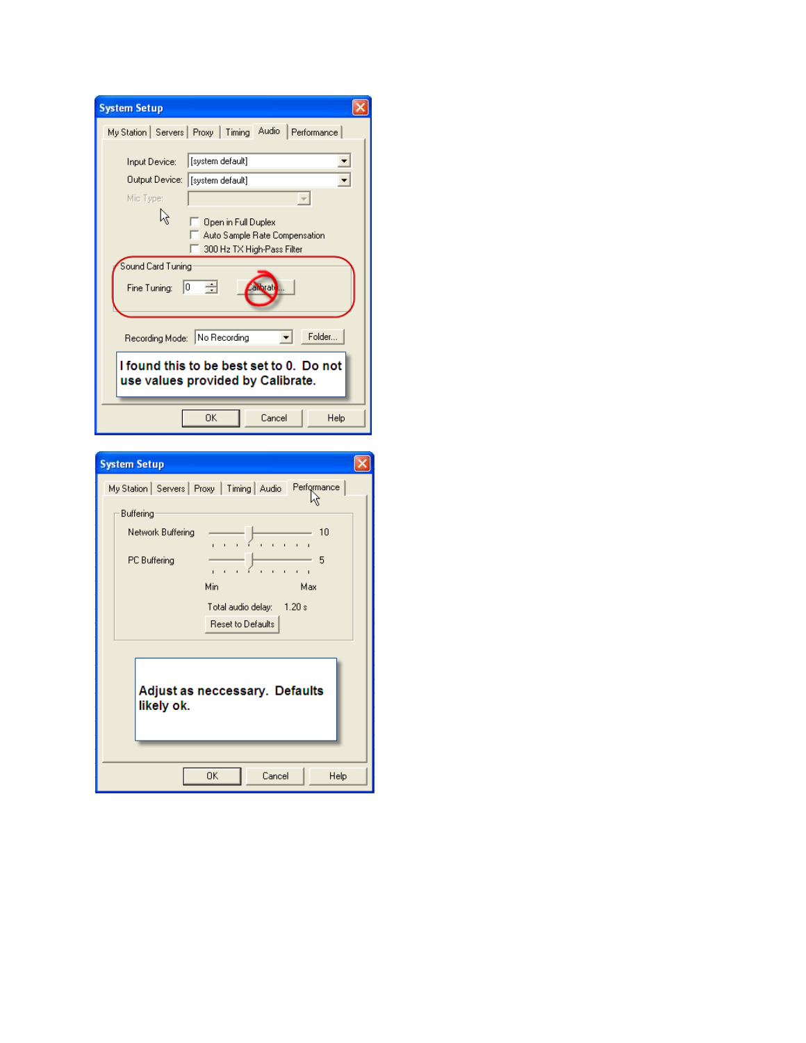**System Setup**

My Station | Servers | Proxy | Timing | Audio | Performance

Input Device: [system default]

Output Device: [system default]

Mic Type:

- [ ] Open in Full Duplex
- [ ] Auto Sample Rate Compensation
- [ ] 300 Hz TX High-Pass Filter

Sound Card Tuning

Fine Tuning: 0 [Calibrate...]

Recording Mode: No Recording [Folder...]

**I found this to be best set to 0. Do not use values provided by Calibrate.**

[OK] [Cancel] [Help]

**System Setup**

My Station | Servers | Proxy | Timing | Audio | Performance

Buffering

Network Buffering 10

PC Buffering 5

Min Max

Total audio delay: 1.20 s

[Reset to Defaults]

**Adjust as neccessary. Defaults likely ok.**

[OK] [Cancel] [Help]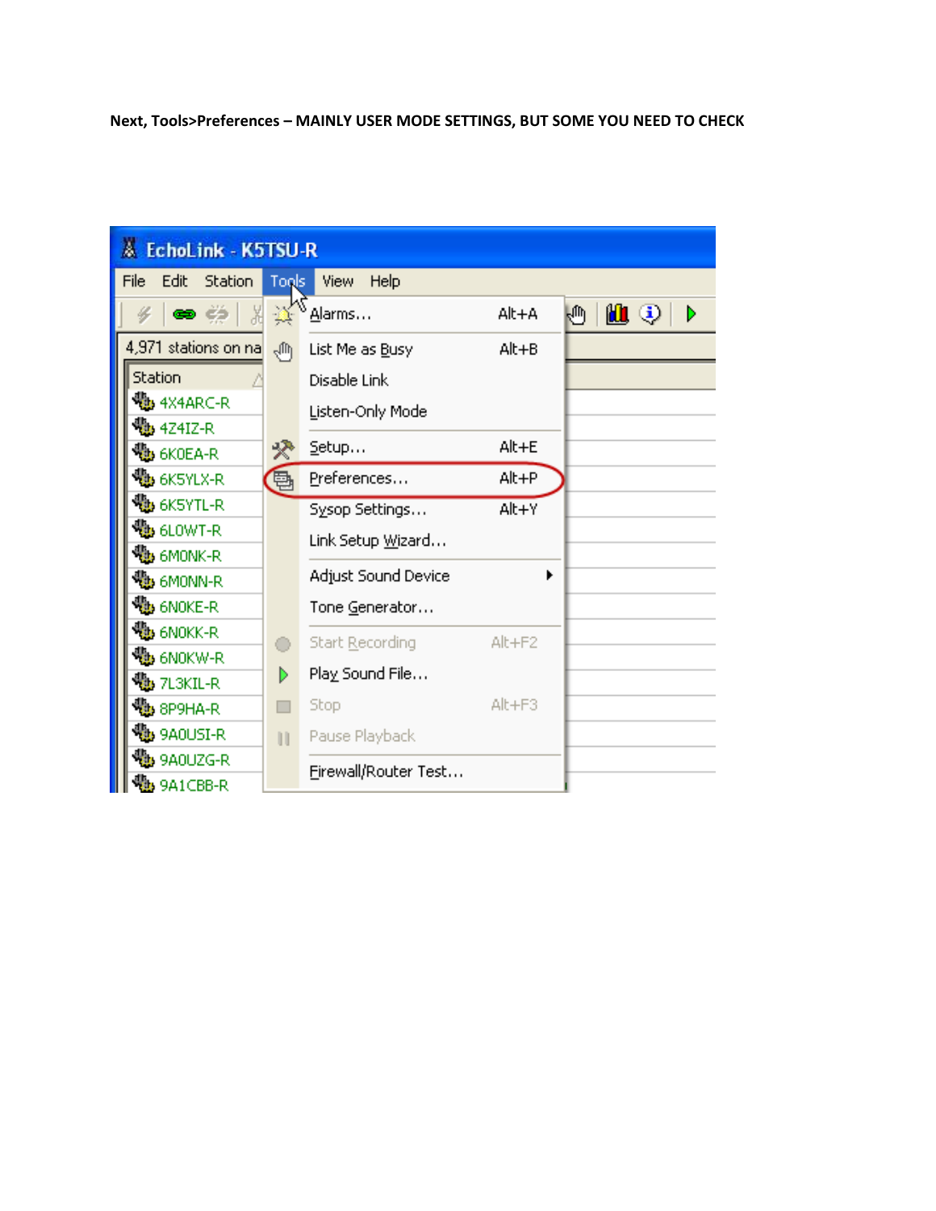**Next, Tools>Preferences – MAINLY USER MODE SETTINGS, BUT SOME YOU NEED TO CHECK**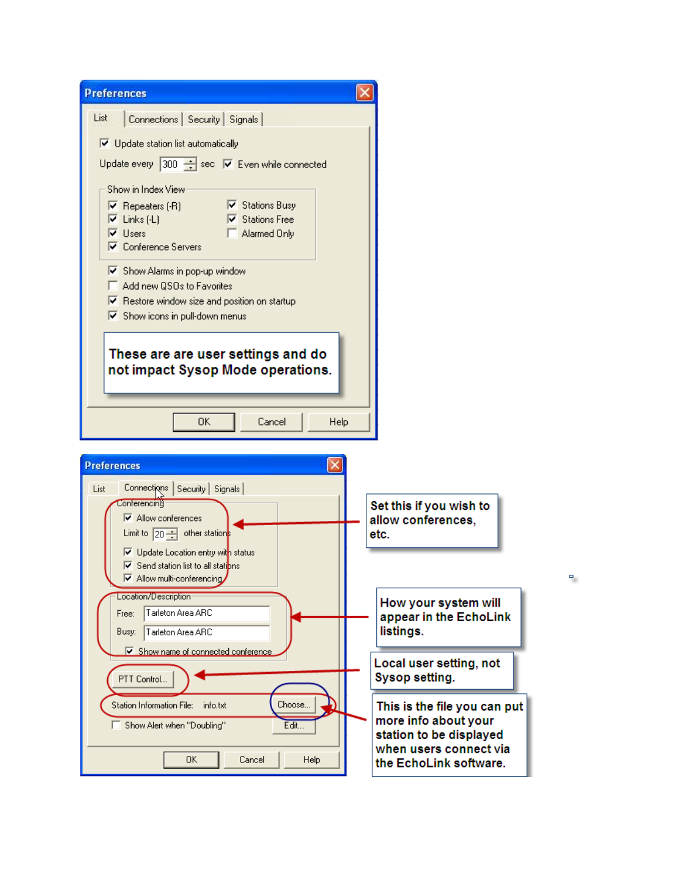**Preferences**

List | Connections | Security | Signals

- [x] Update station list automatically

Update every 300 sec [x] Even while connected

Show in Index View

- [x] Repeaters (-R)
- [x] Links (-L)
- [x] Users
- [x] Conference Servers
- [x] Stations Busy
- [x] Stations Free
- [ ] Alarmed Only

- [x] Show Alarms in pop-up window
- [ ] Add new QSOs to Favorites
- [x] Restore window size and position on startup
- [x] Show icons in pull-down menus

**These are are user settings and do not impact Sysop Mode operations.**

OK | Cancel | Help

**Preferences**

List | Connections | Security | Signals

Conferencing

- [x] Allow conferences

Limit to 20 other stations

- [x] Update Location entry with status
- [x] Send station list to all stations
- [x] Allow multi-conferencing

**Set this if you wish to allow conferences, etc.**

Location/Description

Free: Tarleton Area ARC

Busy: Tarleton Area ARC

- [x] Show name of connected conference

**How your system will appear in the EchoLink listings.**

PTT Control...

**Local user setting, not Sysop setting.**

Station Information File: info.txt Choose...

- [ ] Show Alert when "Doubling" Edit...

**This is the file you can put more info about your station to be displayed when users connect via the EchoLink software.**

OK | Cancel | Help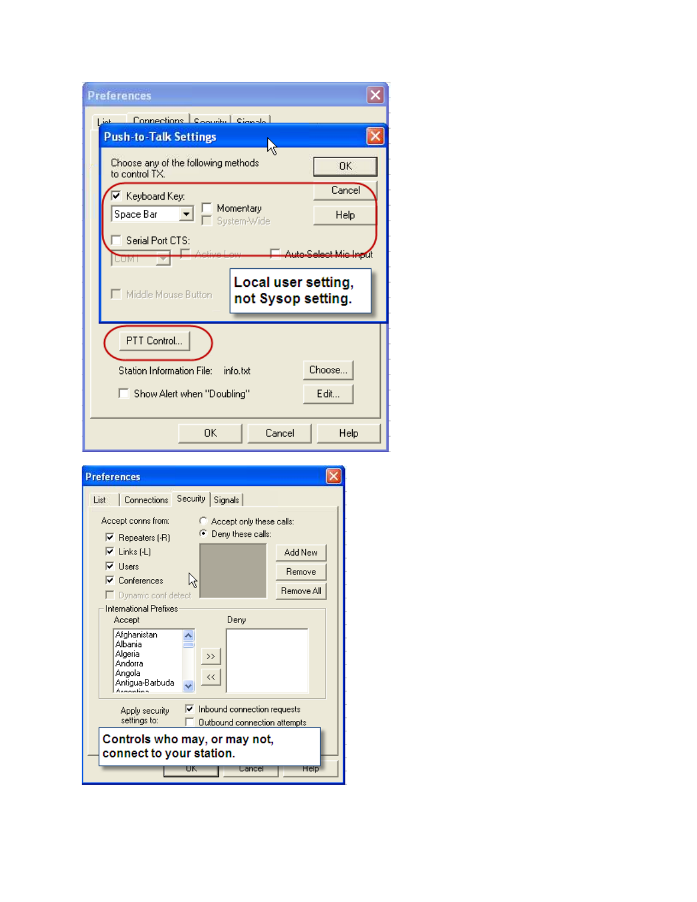**Preferences**

List | Connections | Security | Signals

**Push-to-Talk Settings**

Choose any of the following methods to control TX.

- [x] Keyboard Key: Space Bar
- [ ] Momentary
- [ ] System-Wide
- [ ] Serial Port CTS: COM1
- [ ] Active Low
- [ ] Auto-Select Mic Input
- [ ] Middle Mouse Button

OK | Cancel | Help

**Local user setting, not Sysop setting.**

PTT Control...

Station Information File: info.txt — Choose...

- [ ] Show Alert when "Doubling" — Edit...

OK | Cancel | Help

**Preferences**

List | Connections | Security | Signals

Accept conns from:

- [x] Repeaters (-R)
- [x] Links (-L)
- [x] Users
- [x] Conferences
- [ ] Dynamic conf detect

- ( ) Accept only these calls:
- (•) Deny these calls:

Add New | Remove | Remove All

International Prefixes

| Accept | Deny |
| --- | --- |
| Afghanistan | |
| Albania | |
| Algeria | |
| Andorra | |
| Angola | |
| Antigua-Barbuda | |

Apply security settings to:

- [x] Inbound connection requests
- [ ] Outbound connection attempts

**Controls who may, or may not, connect to your station.**

OK | Cancel | Help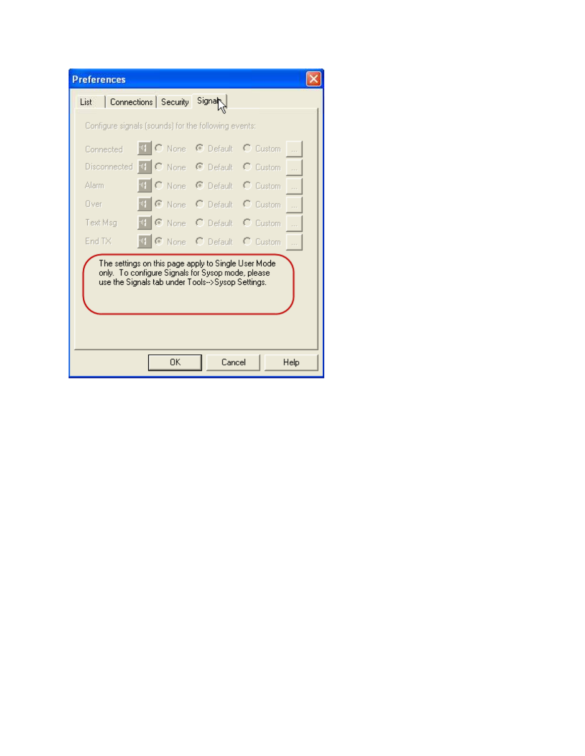**Preferences**

List | Connections | Security | Signals

Configure signals (sounds) for the following events:

| Event | None | Default | Custom |
|---|---|---|---|
| Connected | ○ | ◉ | ○ |
| Disconnected | ○ | ◉ | ○ |
| Alarm | ○ | ◉ | ○ |
| Over | ◉ | ○ | ○ |
| Text Msg | ◉ | ○ | ○ |
| End TX | ◉ | ○ | ○ |

The settings on this page apply to Single User Mode only. To configure Signals for Sysop mode, please use the Signals tab under Tools-->Sysop Settings.

OK | Cancel | Help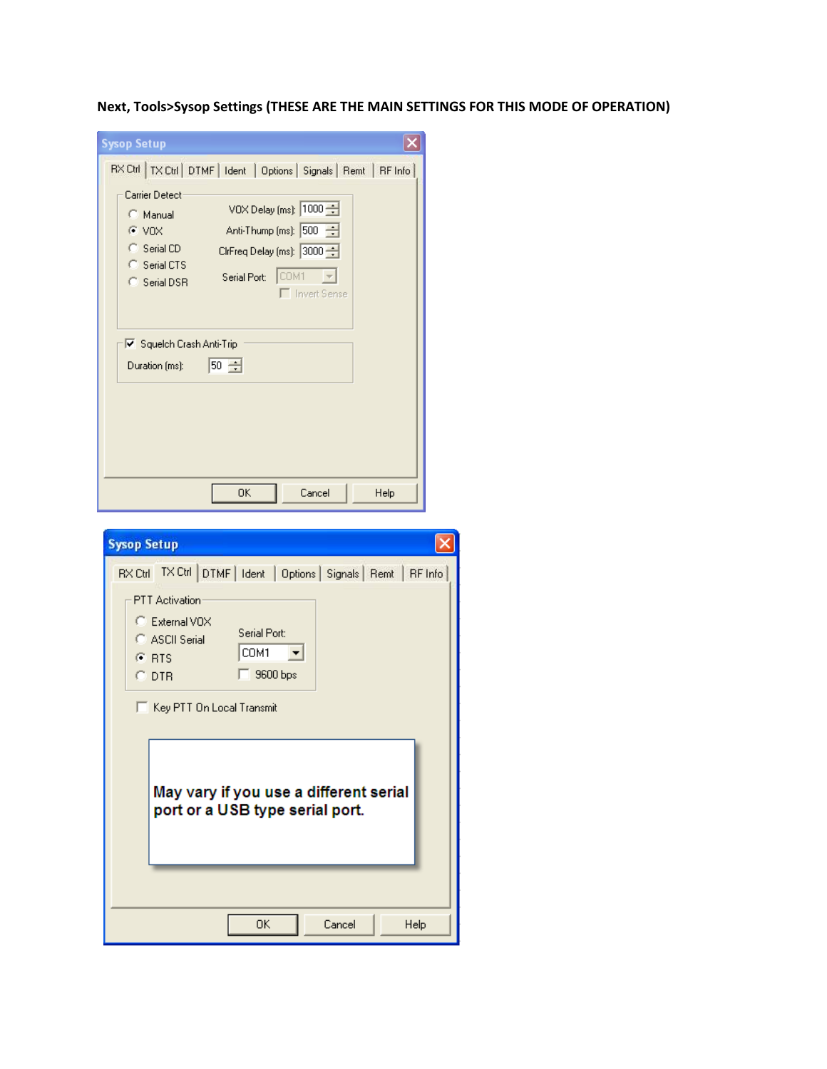**Next, Tools>Sysop Settings (THESE ARE THE MAIN SETTINGS FOR THIS MODE OF OPERATION)**

Sysop Setup

RX Ctrl | TX Ctrl | DTMF | Ident | Options | Signals | Remt | RF Info

Carrier Detect

- Manual
- VOX (selected)
- Serial CD
- Serial CTS
- Serial DSR

VOX Delay (ms): 1000

Anti-Thump (ms): 500

ClrFreq Delay (ms): 3000

Serial Port: COM1

Invert Sense

[x] Squelch Crash Anti-Trip

Duration (ms): 50

OK | Cancel | Help

Sysop Setup

RX Ctrl | TX Ctrl | DTMF | Ident | Options | Signals | Remt | RF Info

PTT Activation

- External VOX
- ASCII Serial
- RTS (selected)
- DTR

Serial Port: COM1

[ ] 9600 bps

[ ] Key PTT On Local Transmit

**May vary if you use a different serial port or a USB type serial port.**

OK | Cancel | Help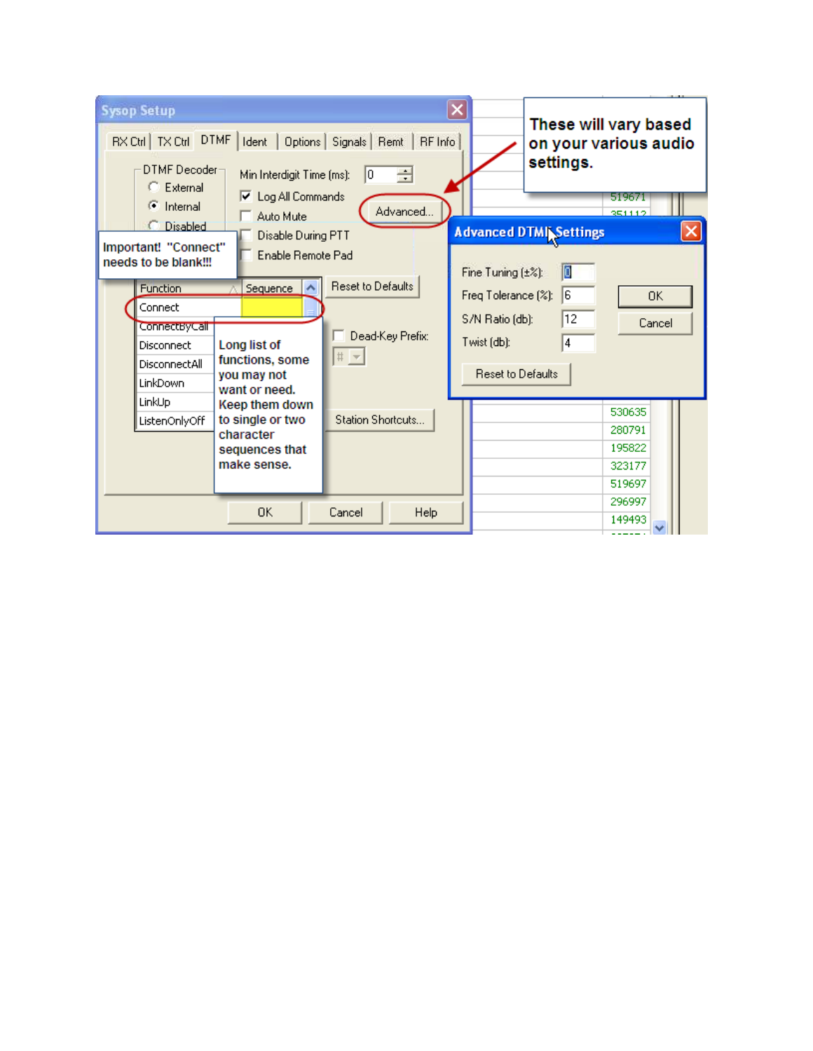**Sysop Setup**

RX Ctrl | TX Ctrl | DTMF | Ident | Options | Signals | Remt | RF Info

DTMF Decoder
- External
- Internal (selected)
- Disabled

Min Interdigit Time (ms): 0

- [x] Log All Commands
- [ ] Auto Mute
- [ ] Disable During PTT
- [ ] Enable Remote Pad

Advanced...

Reset to Defaults

| Function | Sequence |
| --- | --- |
| Connect | |
| ConnectByCall | |
| Disconnect | |
| DisconnectAll | |
| LinkDown | |
| LinkUp | |
| ListenOnlyOff | |

- [ ] Dead-Key Prefix: #

Station Shortcuts...

OK | Cancel | Help

**Important! "Connect" needs to be blank!!!**

**Long list of functions, some you may not want or need. Keep them down to single or two character sequences that make sense.**

**These will vary based on your various audio settings.**

**Advanced DTMF Settings**

| Setting | Value |
| --- | --- |
| Fine Tuning (±%): | 0 |
| Freq Tolerance (%): | 6 |
| S/N Ratio (db): | 12 |
| Twist (db): | 4 |

OK | Cancel

Reset to Defaults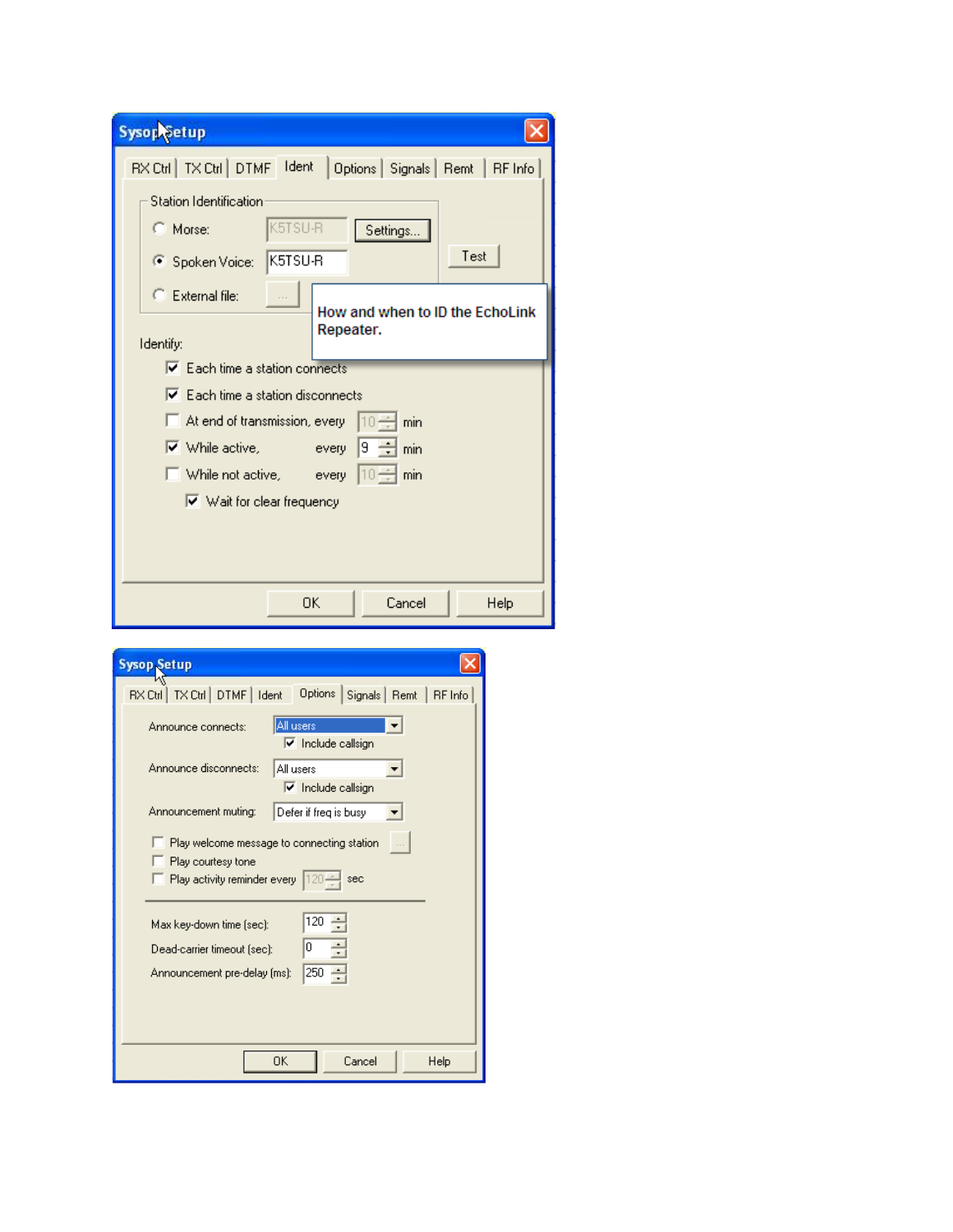**Sysop Setup**

RX Ctrl | TX Ctrl | DTMF | Ident | Options | Signals | Remt | RF Info

Station Identification

- ( ) Morse: K5TSU-R [Settings...]
- (•) Spoken Voice: K5TSU-R
- ( ) External file: [...]

[Test]

**How and when to ID the EchoLink Repeater.**

Identify:

- [x] Each time a station connects
- [x] Each time a station disconnects
- [ ] At end of transmission, every 10 min
- [x] While active, every 9 min
- [ ] While not active, every 10 min
  - [x] Wait for clear frequency

[OK] [Cancel] [Help]

**Sysop Setup**

RX Ctrl | TX Ctrl | DTMF | Ident | Options | Signals | Remt | RF Info

Announce connects: All users
- [x] Include callsign

Announce disconnects: All users
- [x] Include callsign

Announcement muting: Defer if freq is busy

- [ ] Play welcome message to connecting station [...]
- [ ] Play courtesy tone
- [ ] Play activity reminder every 120 sec

Max key-down time (sec): 120

Dead-carrier timeout (sec): 0

Announcement pre-delay (ms): 250

[OK] [Cancel] [Help]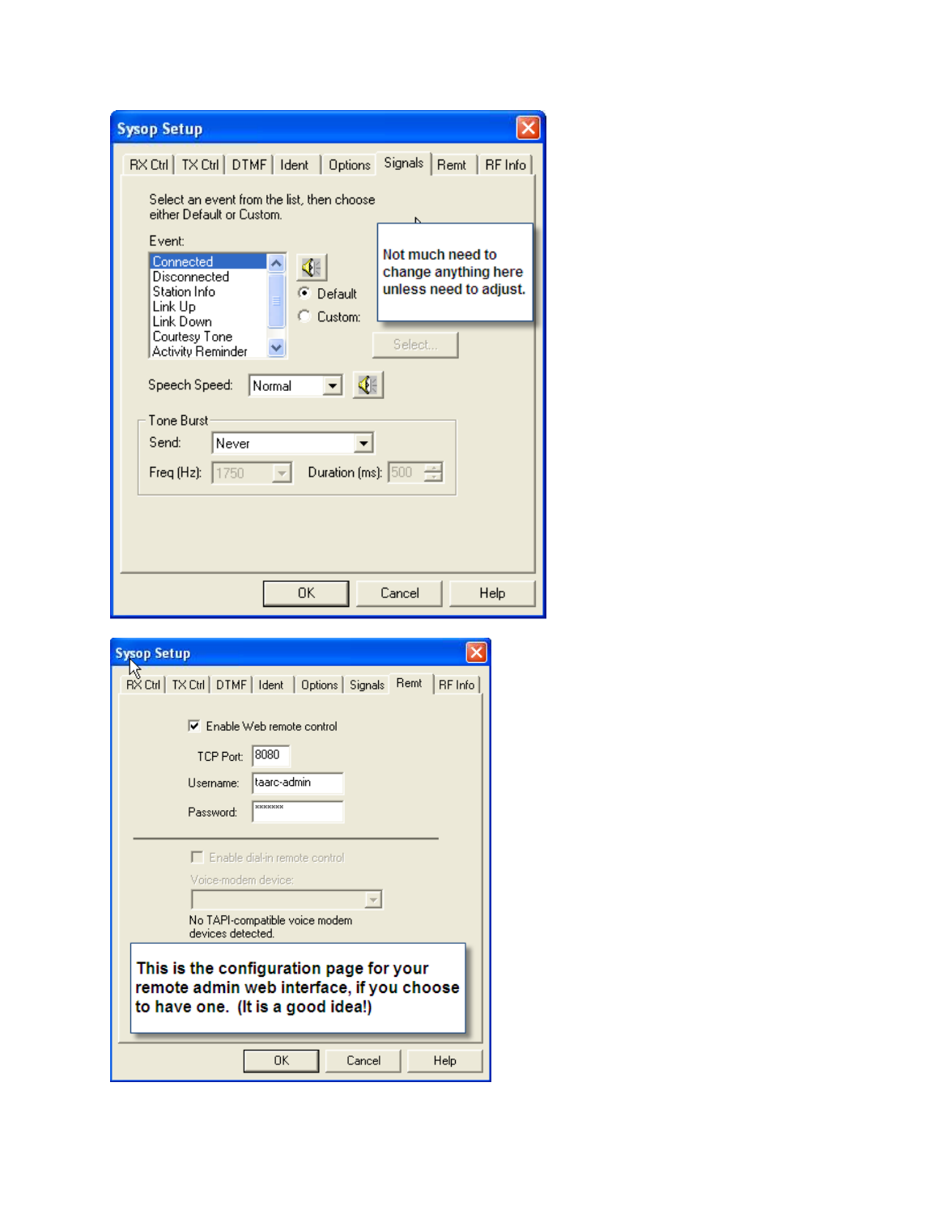**Sysop Setup**

RX Ctrl | TX Ctrl | DTMF | Ident | Options | Signals | Remt | RF Info

Select an event from the list, then choose either Default or Custom.

Event:

- Connected
- Disconnected
- Station Info
- Link Up
- Link Down
- Courtesy Tone
- Activity Reminder

Default

Custom:

Select...

Not much need to change anything here unless need to adjust.

Speech Speed: Normal

Tone Burst

Send: Never

Freq (Hz): 1750 Duration (ms): 500

OK Cancel Help

**Sysop Setup**

RX Ctrl | TX Ctrl | DTMF | Ident | Options | Signals | Remt | RF Info

Enable Web remote control

TCP Port: 8080

Username: taarc-admin

Password: *******

Enable dial-in remote control

Voice-modem device:

No TAPI-compatible voice modem devices detected.

This is the configuration page for your remote admin web interface, if you choose to have one. (It is a good idea!)

OK Cancel Help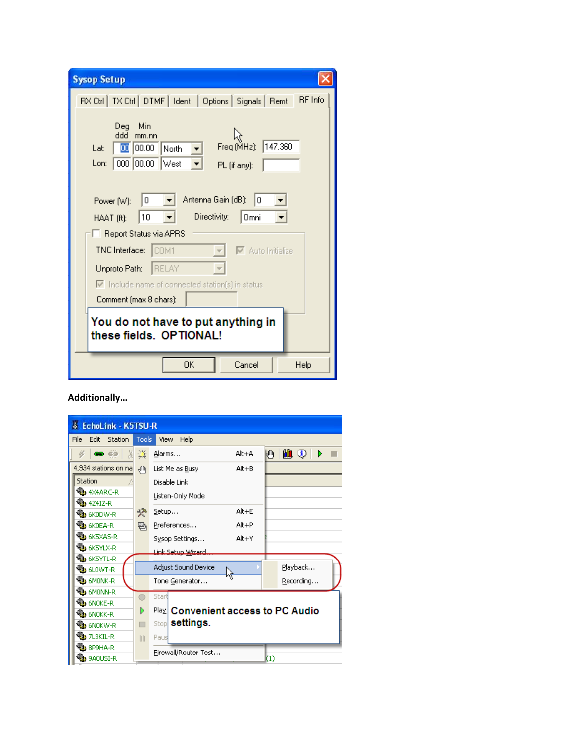**Sysop Setup**

RX Ctrl | TX Ctrl | DTMF | Ident | Options | Signals | Remt | RF Info

Deg ddd — Min mm.nn

Lat: 00 | 00.00 | North

Lon: 000 | 00.00 | West

Freq (MHz): 147.360

PL (if any):

Power (W): 0

Antenna Gain (dB): 0

HAAT (ft): 10

Directivity: Omni

Report Status via APRS

TNC Interface: COM1

Auto Initialize

Unproto Path: RELAY

Include name of connected station(s) in status

Comment (max 8 chars):

**You do not have to put anything in these fields. OPTIONAL!**

OK | Cancel | Help

**Additionally…**

**EchoLink - K5TSU-R**

File | Edit | Station | Tools | View | Help

4,934 stations on na

Station

4X4ARC-R, 4Z4IZ-R, 6K0DW-R, 6K0EA-R, 6K5XAS-R, 6K5YLX-R, 6K5YTL-R, 6L0WT-R, 6M0NK-R, 6M0NN-R, 6N0KE-R, 6N0KK-R, 6N0KW-R, 7L3KIL-R, 8P9HA-R, 9A0USI-R

- Alarms… Alt+A
- List Me as Busy Alt+B
- Disable Link
- Listen-Only Mode
- Setup… Alt+E
- Preferences… Alt+P
- Sysop Settings… Alt+Y
- Link Setup Wizard…
- Adjust Sound Device ▸ Playback… / Recording…
- Tone Generator…
- Start
- Play
- Stop
- Pause
- Firewall/Router Test…

**Convenient access to PC Audio settings.**